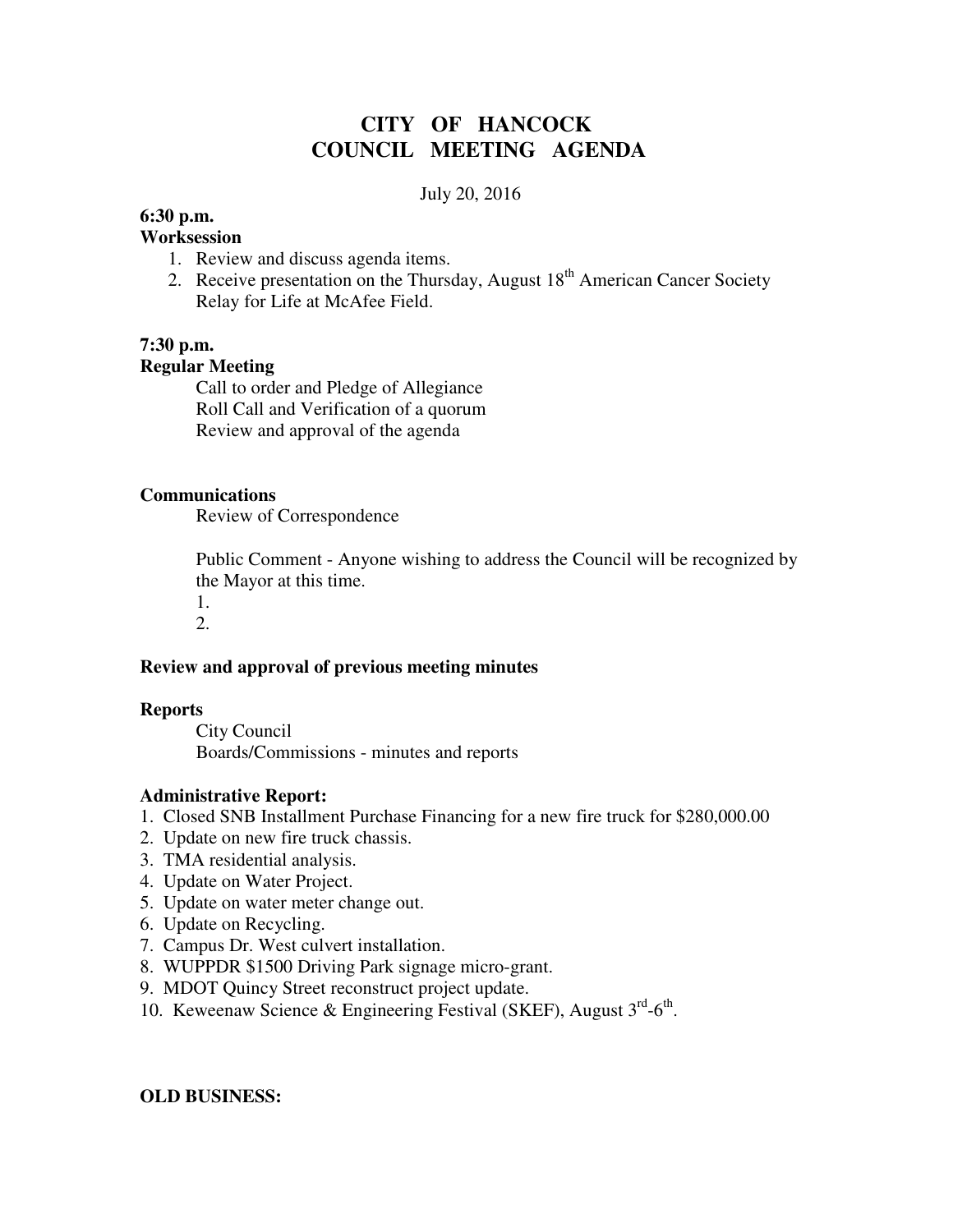# CITY OF HANCOCK
# COUNCIL MEETING AGENDA

July 20, 2016

**6:30 p.m.**
**Worksession**

1. Review and discuss agenda items.
2. Receive presentation on the Thursday, August 18th American Cancer Society Relay for Life at McAfee Field.

**7:30 p.m.**
**Regular Meeting**

Call to order and Pledge of Allegiance
Roll Call and Verification of a quorum
Review and approval of the agenda

**Communications**

Review of Correspondence

Public Comment - Anyone wishing to address the Council will be recognized by the Mayor at this time.

1.
2.

**Review and approval of previous meeting minutes**

**Reports**

City Council
Boards/Commissions - minutes and reports

**Administrative Report:**

1. Closed SNB Installment Purchase Financing for a new fire truck for $280,000.00
2. Update on new fire truck chassis.
3. TMA residential analysis.
4. Update on Water Project.
5. Update on water meter change out.
6. Update on Recycling.
7. Campus Dr. West culvert installation.
8. WUPPDR $1500 Driving Park signage micro-grant.
9. MDOT Quincy Street reconstruct project update.
10. Keweenaw Science & Engineering Festival (SKEF), August 3rd-6th.

**OLD BUSINESS:**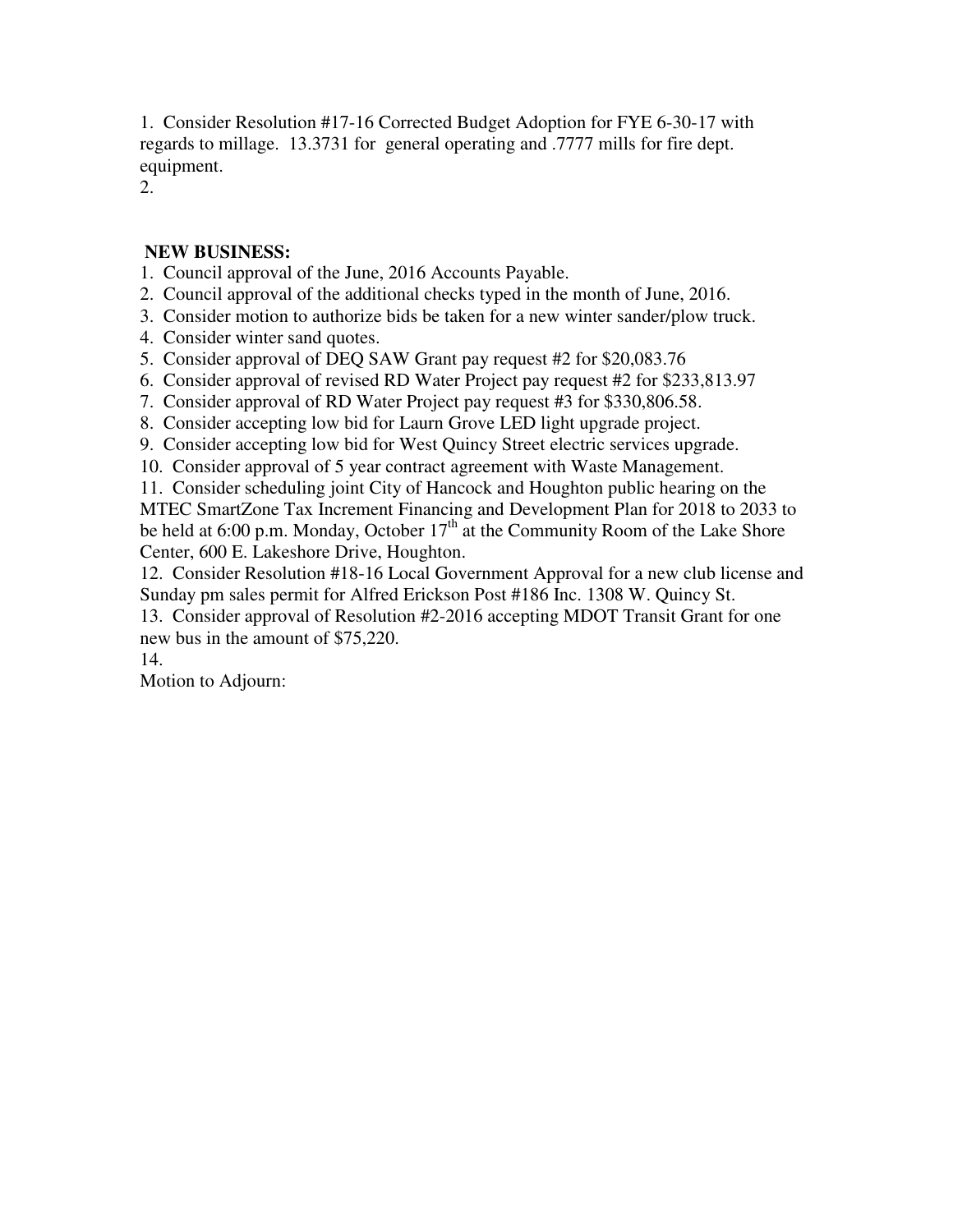1. Consider Resolution #17-16 Corrected Budget Adoption for FYE 6-30-17 with regards to millage. 13.3731 for general operating and .7777 mills for fire dept. equipment.
2.

**NEW BUSINESS:**

1. Council approval of the June, 2016 Accounts Payable.
2. Council approval of the additional checks typed in the month of June, 2016.
3. Consider motion to authorize bids be taken for a new winter sander/plow truck.
4. Consider winter sand quotes.
5. Consider approval of DEQ SAW Grant pay request #2 for $20,083.76
6. Consider approval of revised RD Water Project pay request #2 for $233,813.97
7. Consider approval of RD Water Project pay request #3 for $330,806.58.
8. Consider accepting low bid for Laurn Grove LED light upgrade project.
9. Consider accepting low bid for West Quincy Street electric services upgrade.
10. Consider approval of 5 year contract agreement with Waste Management.
11. Consider scheduling joint City of Hancock and Houghton public hearing on the MTEC SmartZone Tax Increment Financing and Development Plan for 2018 to 2033 to be held at 6:00 p.m. Monday, October 17th at the Community Room of the Lake Shore Center, 600 E. Lakeshore Drive, Houghton.
12. Consider Resolution #18-16 Local Government Approval for a new club license and Sunday pm sales permit for Alfred Erickson Post #186 Inc. 1308 W. Quincy St.
13. Consider approval of Resolution #2-2016 accepting MDOT Transit Grant for one new bus in the amount of $75,220.
14.

Motion to Adjourn: